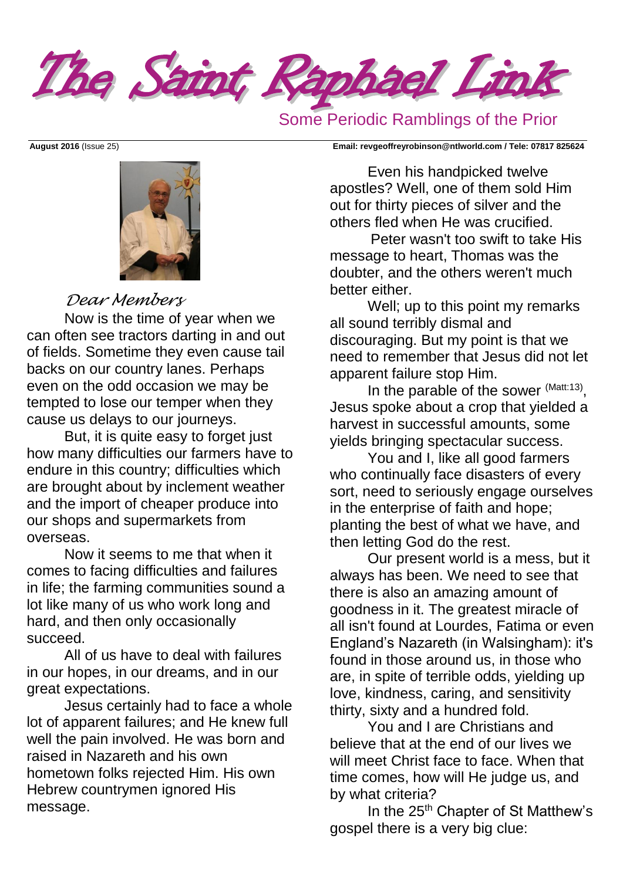# The Saint Raphael Link

Some Periodic Ramblings of the Prior

**August 2016** (Issue 25) **Email: revgeoffreyrobinson@ntlworld.com / Tele: 07817 825624**

*Dear Members*

Now is the time of year when we can often see tractors darting in and out of fields. Sometime they even cause tail backs on our country lanes. Perhaps even on the odd occasion we may be tempted to lose our temper when they cause us delays to our journeys.

But, it is quite easy to forget just how many difficulties our farmers have to endure in this country; difficulties which are brought about by inclement weather and the import of cheaper produce into our shops and supermarkets from overseas.

Now it seems to me that when it comes to facing difficulties and failures in life; the farming communities sound a lot like many of us who work long and hard, and then only occasionally succeed.

All of us have to deal with failures in our hopes, in our dreams, and in our great expectations.

Jesus certainly had to face a whole lot of apparent failures; and He knew full well the pain involved. He was born and raised in Nazareth and his own hometown folks rejected Him. His own Hebrew countrymen ignored His message.

Even his handpicked twelve apostles? Well, one of them sold Him out for thirty pieces of silver and the others fled when He was crucified.

Peter wasn't too swift to take His message to heart, Thomas was the doubter, and the others weren't much better either.

Well; up to this point my remarks all sound terribly dismal and discouraging. But my point is that we need to remember that Jesus did not let apparent failure stop Him.

In the parable of the sower (Matt:13), Jesus spoke about a crop that yielded a harvest in successful amounts, some yields bringing spectacular success.

You and I, like all good farmers who continually face disasters of every sort, need to seriously engage ourselves in the enterprise of faith and hope; planting the best of what we have, and then letting God do the rest.

Our present world is a mess, but it always has been. We need to see that there is also an amazing amount of goodness in it. The greatest miracle of all isn't found at Lourdes, Fatima or even England's Nazareth (in Walsingham): it's found in those around us, in those who are, in spite of terrible odds, yielding up love, kindness, caring, and sensitivity thirty, sixty and a hundred fold.

You and I are Christians and believe that at the end of our lives we will meet Christ face to face. When that time comes, how will He judge us, and by what criteria?

In the 25th Chapter of St Matthew's gospel there is a very big clue: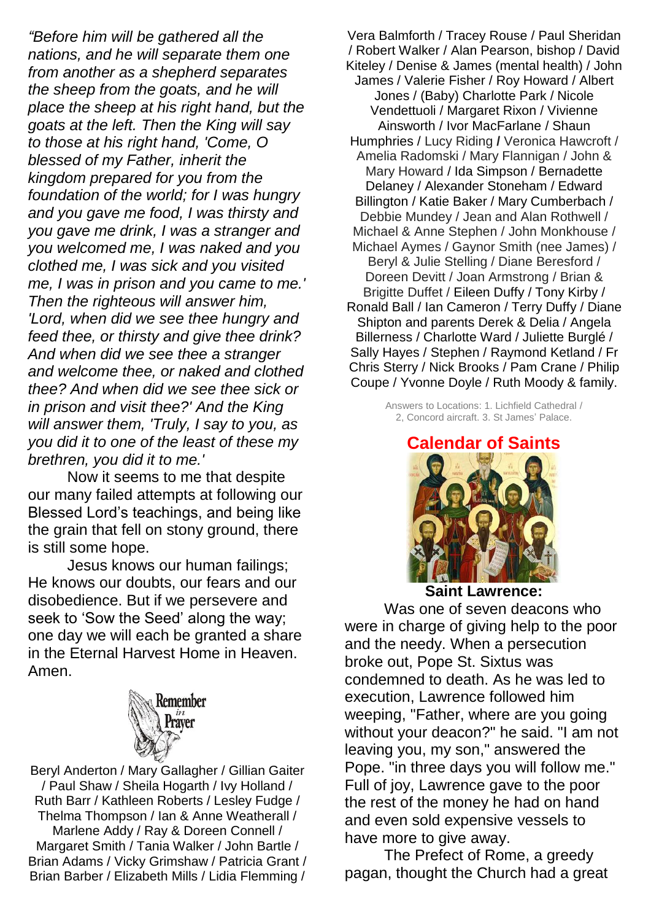*"Before him will be gathered all the nations, and he will separate them one from another as a shepherd separates the sheep from the goats, and he will place the sheep at his right hand, but the goats at the left. Then the King will say to those at his right hand, 'Come, O blessed of my Father, inherit the kingdom prepared for you from the foundation of the world; for I was hungry and you gave me food, I was thirsty and you gave me drink, I was a stranger and you welcomed me, I was naked and you clothed me, I was sick and you visited me, I was in prison and you came to me.' Then the righteous will answer him, 'Lord, when did we see thee hungry and feed thee, or thirsty and give thee drink? And when did we see thee a stranger and welcome thee, or naked and clothed thee? And when did we see thee sick or in prison and visit thee?' And the King will answer them, 'Truly, I say to you, as you did it to one of the least of these my brethren, you did it to me.'*

Now it seems to me that despite our many failed attempts at following our Blessed Lord's teachings, and being like the grain that fell on stony ground, there is still some hope.

Jesus knows our human failings; He knows our doubts, our fears and our disobedience. But if we persevere and seek to 'Sow the Seed' along the way; one day we will each be granted a share in the Eternal Harvest Home in Heaven. Amen.

**Remember in Prayer**

Beryl Anderton / Mary Gallagher / Gillian Gaiter / Paul Shaw / Sheila Hogarth / Ivy Holland / Ruth Barr / Kathleen Roberts / Lesley Fudge / Thelma Thompson / Ian & Anne Weatherall / Marlene Addy / Ray & Doreen Connell / Margaret Smith / Tania Walker / John Bartle / Brian Adams / Vicky Grimshaw / Patricia Grant / Brian Barber / Elizabeth Mills / Lidia Flemming / Vera Balmforth / Tracey Rouse / Paul Sheridan / Robert Walker / Alan Pearson, bishop / David Kiteley / Denise & James (mental health) / John James / Valerie Fisher / Roy Howard / Albert Jones / (Baby) Charlotte Park / Nicole Vendettuoli / Margaret Rixon / Vivienne Ainsworth / Ivor MacFarlane / Shaun Humphries / Lucy Riding / Veronica Hawcroft / Amelia Radomski / Mary Flannigan / John & Mary Howard / Ida Simpson / Bernadette Delaney / Alexander Stoneham / Edward Billington / Katie Baker / Mary Cumberbach / Debbie Mundey / Jean and Alan Rothwell / Michael & Anne Stephen / John Monkhouse / Michael Aymes / Gaynor Smith (nee James) / Beryl & Julie Stelling / Diane Beresford / Doreen Devitt / Joan Armstrong / Brian & Brigitte Duffet / Eileen Duffy / Tony Kirby / Ronald Ball / Ian Cameron / Terry Duffy / Diane Shipton and parents Derek & Delia / Angela Billerness / Charlotte Ward / Juliette Burglé / Sally Hayes / Stephen / Raymond Ketland / Fr Chris Sterry / Nick Brooks / Pam Crane / Philip Coupe / Yvonne Doyle / Ruth Moody & family.

Answers to Locations: 1. Lichfield Cathedral / 2, Concord aircraft. 3. St James' Palace.

## Calendar of Saints

**Saint Lawrence:**

Was one of seven deacons who were in charge of giving help to the poor and the needy. When a persecution broke out, Pope St. Sixtus was condemned to death. As he was led to execution, Lawrence followed him weeping, "Father, where are you going without your deacon?" he said. "I am not leaving you, my son," answered the Pope. "in three days you will follow me." Full of joy, Lawrence gave to the poor the rest of the money he had on hand and even sold expensive vessels to have more to give away.

The Prefect of Rome, a greedy pagan, thought the Church had a great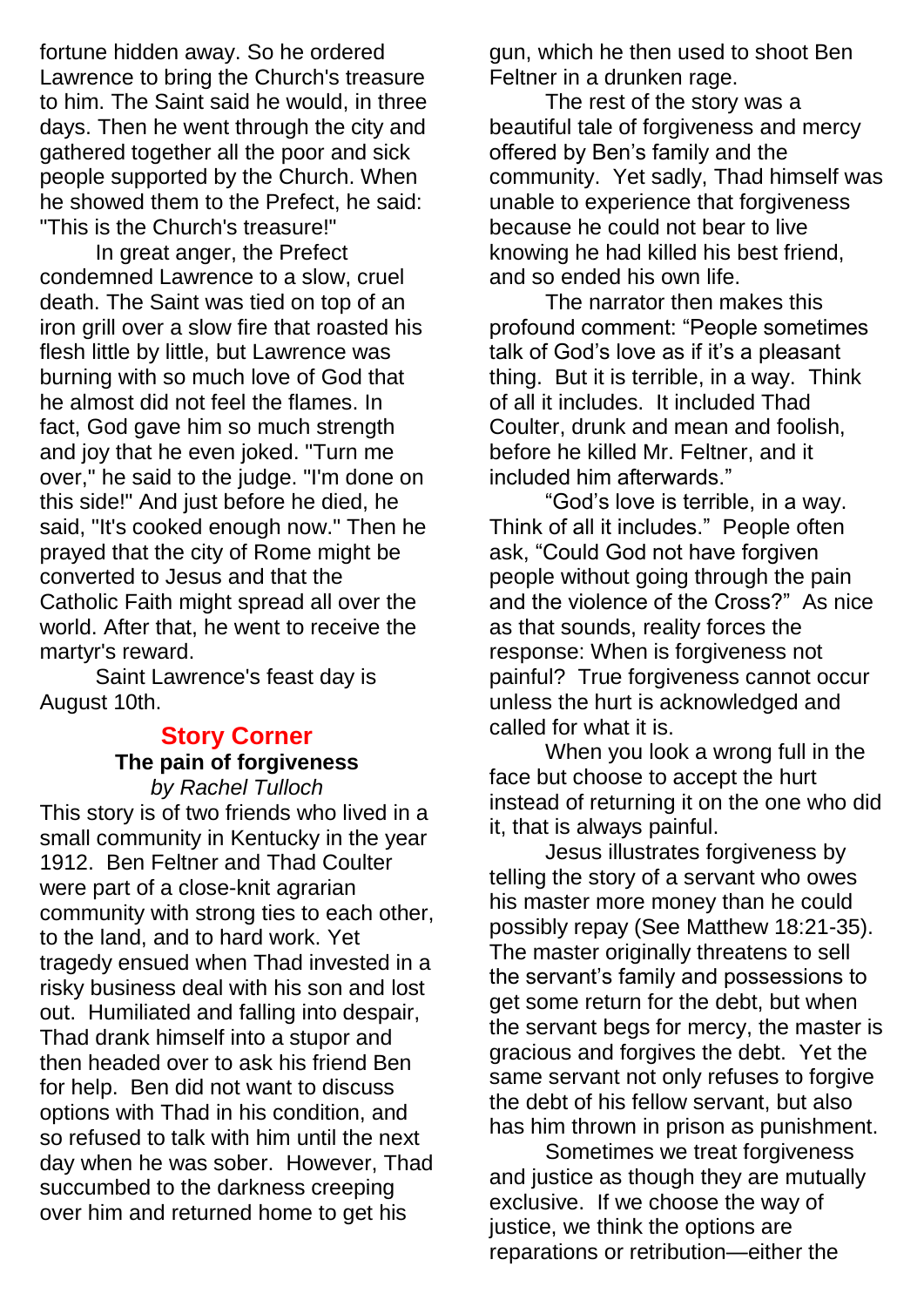fortune hidden away. So he ordered Lawrence to bring the Church's treasure to him. The Saint said he would, in three days. Then he went through the city and gathered together all the poor and sick people supported by the Church. When he showed them to the Prefect, he said: "This is the Church's treasure!"

In great anger, the Prefect condemned Lawrence to a slow, cruel death. The Saint was tied on top of an iron grill over a slow fire that roasted his flesh little by little, but Lawrence was burning with so much love of God that he almost did not feel the flames. In fact, God gave him so much strength and joy that he even joked. "Turn me over," he said to the judge. "I'm done on this side!" And just before he died, he said, "It's cooked enough now." Then he prayed that the city of Rome might be converted to Jesus and that the Catholic Faith might spread all over the world. After that, he went to receive the martyr's reward.

Saint Lawrence's feast day is August 10th.

## Story Corner

### The pain of forgiveness

*by Rachel Tulloch*

This story is of two friends who lived in a small community in Kentucky in the year 1912. Ben Feltner and Thad Coulter were part of a close-knit agrarian community with strong ties to each other, to the land, and to hard work. Yet tragedy ensued when Thad invested in a risky business deal with his son and lost out. Humiliated and falling into despair, Thad drank himself into a stupor and then headed over to ask his friend Ben for help. Ben did not want to discuss options with Thad in his condition, and so refused to talk with him until the next day when he was sober. However, Thad succumbed to the darkness creeping over him and returned home to get his gun, which he then used to shoot Ben Feltner in a drunken rage.

The rest of the story was a beautiful tale of forgiveness and mercy offered by Ben's family and the community. Yet sadly, Thad himself was unable to experience that forgiveness because he could not bear to live knowing he had killed his best friend, and so ended his own life.

The narrator then makes this profound comment: "People sometimes talk of God's love as if it's a pleasant thing. But it is terrible, in a way. Think of all it includes. It included Thad Coulter, drunk and mean and foolish, before he killed Mr. Feltner, and it included him afterwards."

"God's love is terrible, in a way. Think of all it includes." People often ask, "Could God not have forgiven people without going through the pain and the violence of the Cross?" As nice as that sounds, reality forces the response: When is forgiveness not painful? True forgiveness cannot occur unless the hurt is acknowledged and called for what it is.

When you look a wrong full in the face but choose to accept the hurt instead of returning it on the one who did it, that is always painful.

Jesus illustrates forgiveness by telling the story of a servant who owes his master more money than he could possibly repay (See Matthew 18:21-35). The master originally threatens to sell the servant's family and possessions to get some return for the debt, but when the servant begs for mercy, the master is gracious and forgives the debt. Yet the same servant not only refuses to forgive the debt of his fellow servant, but also has him thrown in prison as punishment.

Sometimes we treat forgiveness and justice as though they are mutually exclusive. If we choose the way of justice, we think the options are reparations or retribution—either the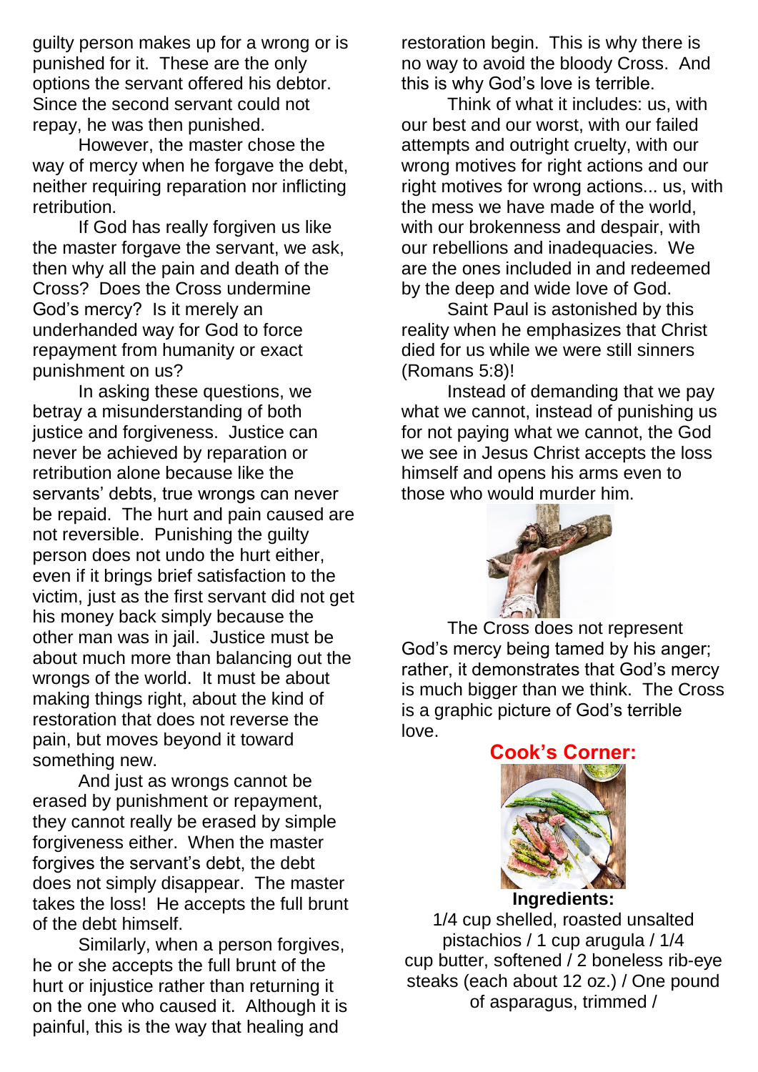guilty person makes up for a wrong or is punished for it. These are the only options the servant offered his debtor. Since the second servant could not repay, he was then punished.

However, the master chose the way of mercy when he forgave the debt, neither requiring reparation nor inflicting retribution.

If God has really forgiven us like the master forgave the servant, we ask, then why all the pain and death of the Cross? Does the Cross undermine God's mercy? Is it merely an underhanded way for God to force repayment from humanity or exact punishment on us?

In asking these questions, we betray a misunderstanding of both justice and forgiveness. Justice can never be achieved by reparation or retribution alone because like the servants' debts, true wrongs can never be repaid. The hurt and pain caused are not reversible. Punishing the guilty person does not undo the hurt either, even if it brings brief satisfaction to the victim, just as the first servant did not get his money back simply because the other man was in jail. Justice must be about much more than balancing out the wrongs of the world. It must be about making things right, about the kind of restoration that does not reverse the pain, but moves beyond it toward something new.

And just as wrongs cannot be erased by punishment or repayment, they cannot really be erased by simple forgiveness either. When the master forgives the servant's debt, the debt does not simply disappear. The master takes the loss! He accepts the full brunt of the debt himself.

Similarly, when a person forgives, he or she accepts the full brunt of the hurt or injustice rather than returning it on the one who caused it. Although it is painful, this is the way that healing and restoration begin. This is why there is no way to avoid the bloody Cross. And this is why God's love is terrible.

Think of what it includes: us, with our best and our worst, with our failed attempts and outright cruelty, with our wrong motives for right actions and our right motives for wrong actions... us, with the mess we have made of the world, with our brokenness and despair, with our rebellions and inadequacies. We are the ones included in and redeemed by the deep and wide love of God.

Saint Paul is astonished by this reality when he emphasizes that Christ died for us while we were still sinners (Romans 5:8)!

Instead of demanding that we pay what we cannot, instead of punishing us for not paying what we cannot, the God we see in Jesus Christ accepts the loss himself and opens his arms even to those who would murder him.

The Cross does not represent God's mercy being tamed by his anger; rather, it demonstrates that God's mercy is much bigger than we think. The Cross is a graphic picture of God's terrible love.

## Cook's Corner:

**Ingredients:**

1/4 cup shelled, roasted unsalted pistachios / 1 cup arugula / 1/4 cup butter, softened / 2 boneless rib-eye steaks (each about 12 oz.) / One pound of asparagus, trimmed /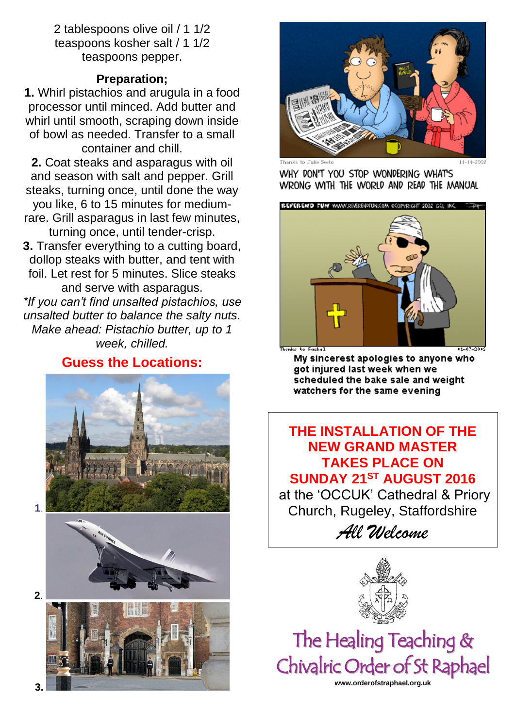2 tablespoons olive oil / 1 1/2 teaspoons kosher salt / 1 1/2 teaspoons pepper.

**Preparation;**

**1.** Whirl pistachios and arugula in a food processor until minced. Add butter and whirl until smooth, scraping down inside of bowl as needed. Transfer to a small container and chill.

**2.** Coat steaks and asparagus with oil and season with salt and pepper. Grill steaks, turning once, until done the way you like, 6 to 15 minutes for medium-rare. Grill asparagus in last few minutes, turning once, until tender-crisp.

**3.** Transfer everything to a cutting board, dollop steaks with butter, and tent with foil. Let rest for 5 minutes. Slice steaks and serve with asparagus.

*\*If you can't find unsalted pistachios, use unsalted butter to balance the salty nuts. Make ahead: Pistachio butter, up to 1 week, chilled.*

## Guess the Locations:

1.

2.

3.

Thanks to Julie Seeto 11-14-2002

WHY DON'T YOU STOP WONDERING WHAT'S WRONG WITH THE WORLD AND READ THE MANUAL

REVEREND FUN WWW.REVERENDFUN.COM ©COPYRIGHT 2002 GGL INC.

Thanks to Foshal 11-07-2012

My sincerest apologies to anyone who got injured last week when we scheduled the bake sale and weight watchers for the same evening

**THE INSTALLATION OF THE NEW GRAND MASTER TAKES PLACE ON SUNDAY 21ST AUGUST 2016**

at the 'OCCUK' Cathedral & Priory Church, Rugeley, Staffordshire

*All Welcome*

The Healing Teaching & Chivalric Order of St Raphael

www.orderofstraphael.org.uk